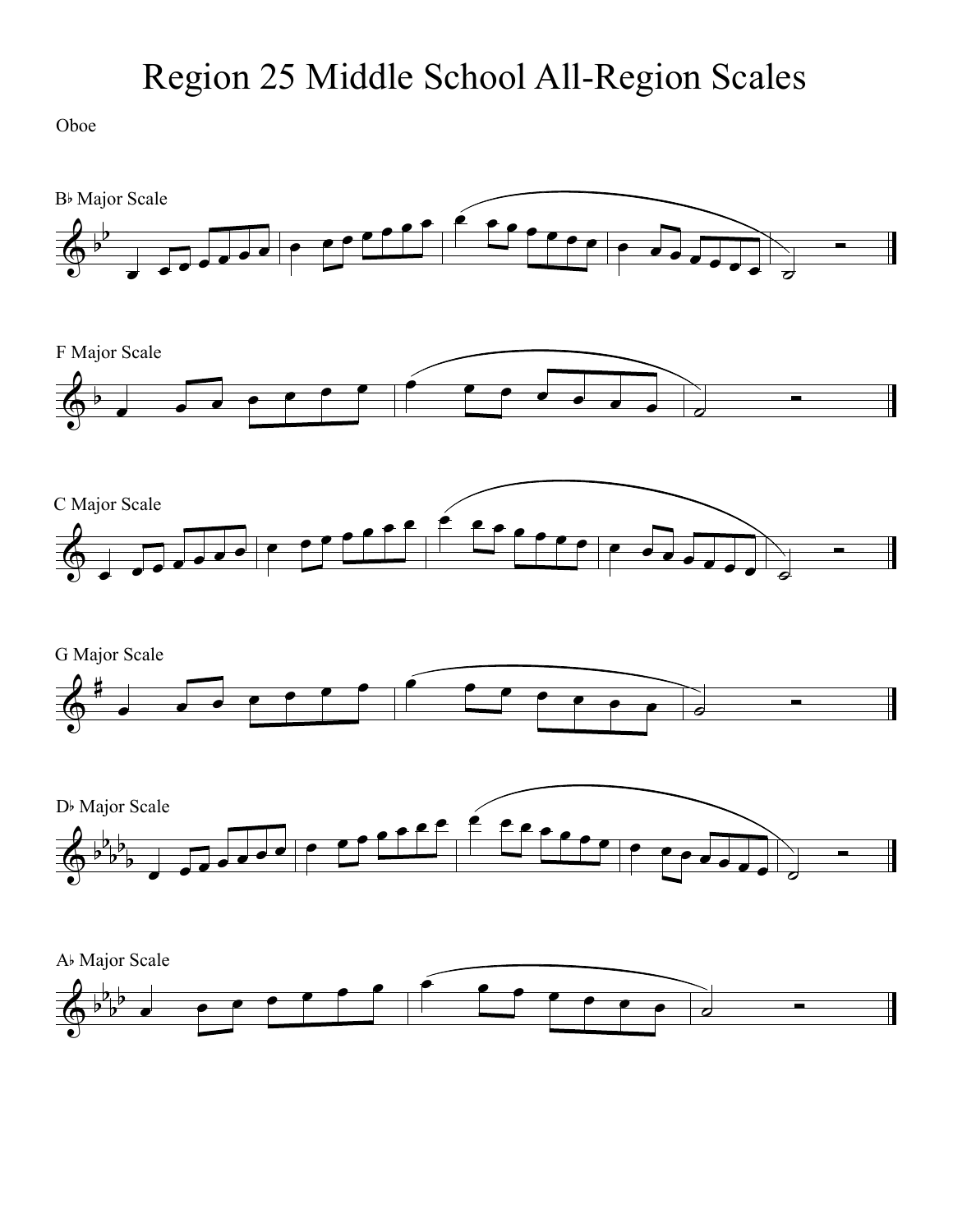# Region 25 Middle School All-Region Scales

Oboe

B♭ Major Scale

F Major Scale

C Major Scale

G Major Scale

D♭ Major Scale

A♭ Major Scale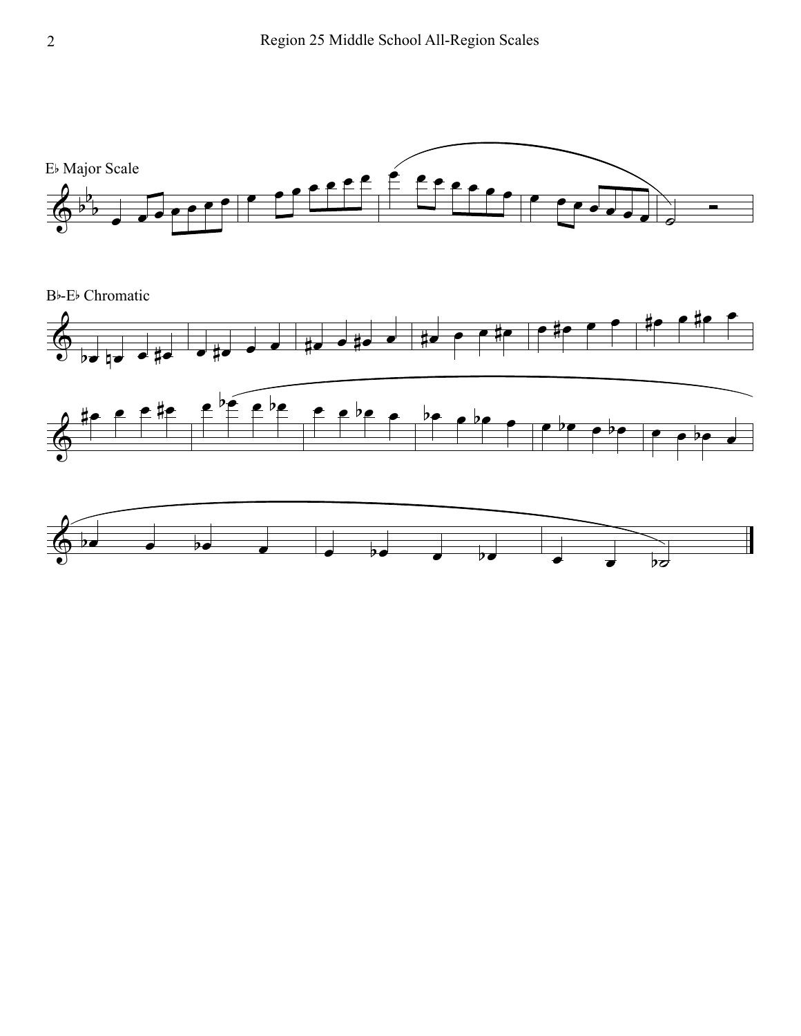E♭ Major Scale

B♭-E♭ Chromatic